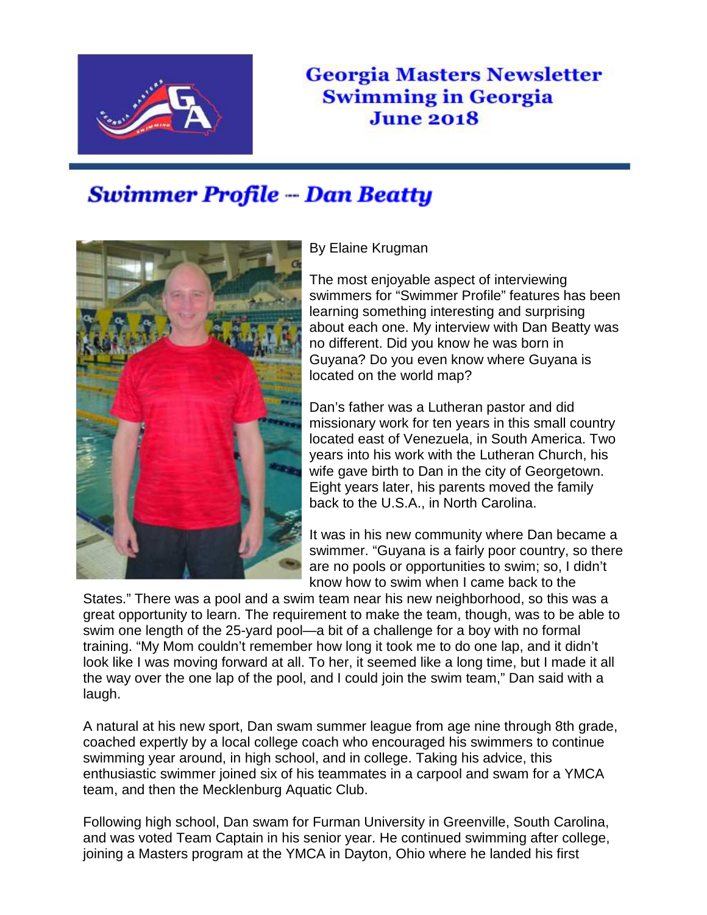Georgia Masters Newsletter
Swimming in Georgia
June 2018

# Swimmer Profile -- Dan Beatty

By Elaine Krugman

The most enjoyable aspect of interviewing swimmers for "Swimmer Profile" features has been learning something interesting and surprising about each one. My interview with Dan Beatty was no different. Did you know he was born in Guyana? Do you even know where Guyana is located on the world map?

Dan's father was a Lutheran pastor and did missionary work for ten years in this small country located east of Venezuela, in South America. Two years into his work with the Lutheran Church, his wife gave birth to Dan in the city of Georgetown. Eight years later, his parents moved the family back to the U.S.A., in North Carolina.

It was in his new community where Dan became a swimmer. "Guyana is a fairly poor country, so there are no pools or opportunities to swim; so, I didn't know how to swim when I came back to the States." There was a pool and a swim team near his new neighborhood, so this was a great opportunity to learn. The requirement to make the team, though, was to be able to swim one length of the 25-yard pool—a bit of a challenge for a boy with no formal training. "My Mom couldn't remember how long it took me to do one lap, and it didn't look like I was moving forward at all. To her, it seemed like a long time, but I made it all the way over the one lap of the pool, and I could join the swim team," Dan said with a laugh.

A natural at his new sport, Dan swam summer league from age nine through 8th grade, coached expertly by a local college coach who encouraged his swimmers to continue swimming year around, in high school, and in college. Taking his advice, this enthusiastic swimmer joined six of his teammates in a carpool and swam for a YMCA team, and then the Mecklenburg Aquatic Club.

Following high school, Dan swam for Furman University in Greenville, South Carolina, and was voted Team Captain in his senior year. He continued swimming after college, joining a Masters program at the YMCA in Dayton, Ohio where he landed his first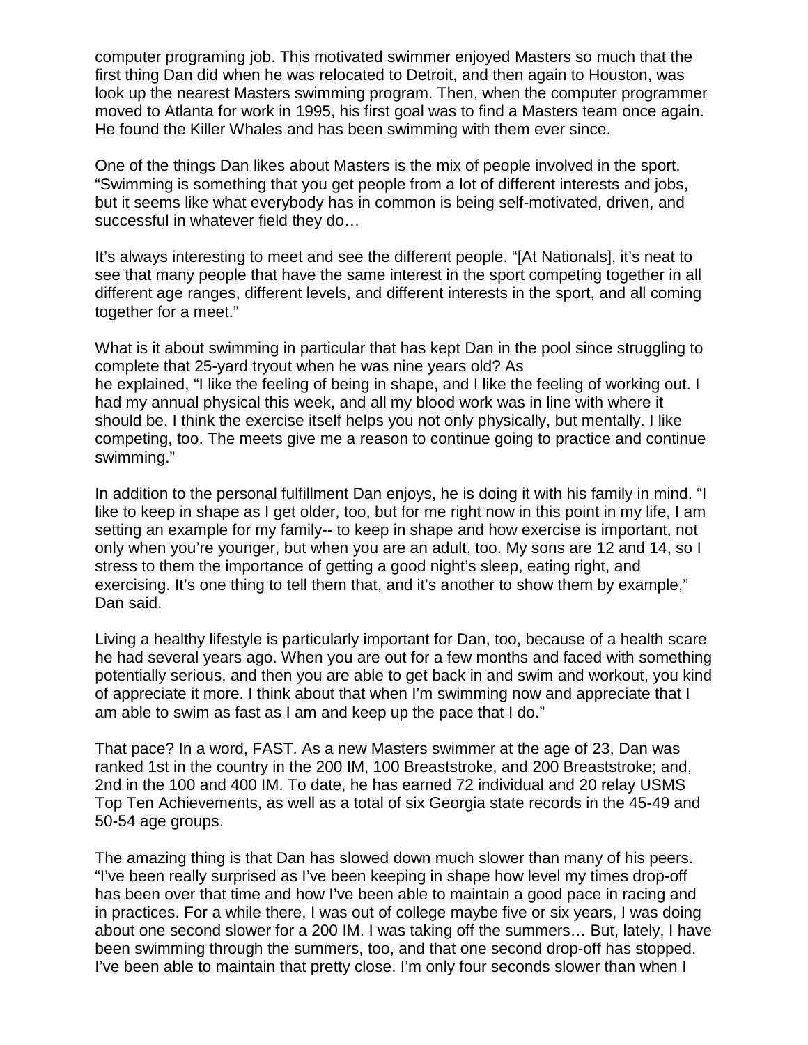computer programing job. This motivated swimmer enjoyed Masters so much that the first thing Dan did when he was relocated to Detroit, and then again to Houston, was look up the nearest Masters swimming program. Then, when the computer programmer moved to Atlanta for work in 1995, his first goal was to find a Masters team once again. He found the Killer Whales and has been swimming with them ever since.

One of the things Dan likes about Masters is the mix of people involved in the sport. "Swimming is something that you get people from a lot of different interests and jobs, but it seems like what everybody has in common is being self-motivated, driven, and successful in whatever field they do…

It's always interesting to meet and see the different people. "[At Nationals], it's neat to see that many people that have the same interest in the sport competing together in all different age ranges, different levels, and different interests in the sport, and all coming together for a meet."

What is it about swimming in particular that has kept Dan in the pool since struggling to complete that 25-yard tryout when he was nine years old? As he explained, "I like the feeling of being in shape, and I like the feeling of working out. I had my annual physical this week, and all my blood work was in line with where it should be. I think the exercise itself helps you not only physically, but mentally. I like competing, too. The meets give me a reason to continue going to practice and continue swimming."

In addition to the personal fulfillment Dan enjoys, he is doing it with his family in mind. "I like to keep in shape as I get older, too, but for me right now in this point in my life, I am setting an example for my family-- to keep in shape and how exercise is important, not only when you're younger, but when you are an adult, too. My sons are 12 and 14, so I stress to them the importance of getting a good night's sleep, eating right, and exercising. It's one thing to tell them that, and it's another to show them by example," Dan said.

Living a healthy lifestyle is particularly important for Dan, too, because of a health scare he had several years ago. When you are out for a few months and faced with something potentially serious, and then you are able to get back in and swim and workout, you kind of appreciate it more. I think about that when I'm swimming now and appreciate that I am able to swim as fast as I am and keep up the pace that I do."

That pace? In a word, FAST. As a new Masters swimmer at the age of 23, Dan was ranked 1st in the country in the 200 IM, 100 Breaststroke, and 200 Breaststroke; and, 2nd in the 100 and 400 IM. To date, he has earned 72 individual and 20 relay USMS Top Ten Achievements, as well as a total of six Georgia state records in the 45-49 and 50-54 age groups.

The amazing thing is that Dan has slowed down much slower than many of his peers. "I've been really surprised as I've been keeping in shape how level my times drop-off has been over that time and how I've been able to maintain a good pace in racing and in practices. For a while there, I was out of college maybe five or six years, I was doing about one second slower for a 200 IM. I was taking off the summers… But, lately, I have been swimming through the summers, too, and that one second drop-off has stopped. I've been able to maintain that pretty close. I'm only four seconds slower than when I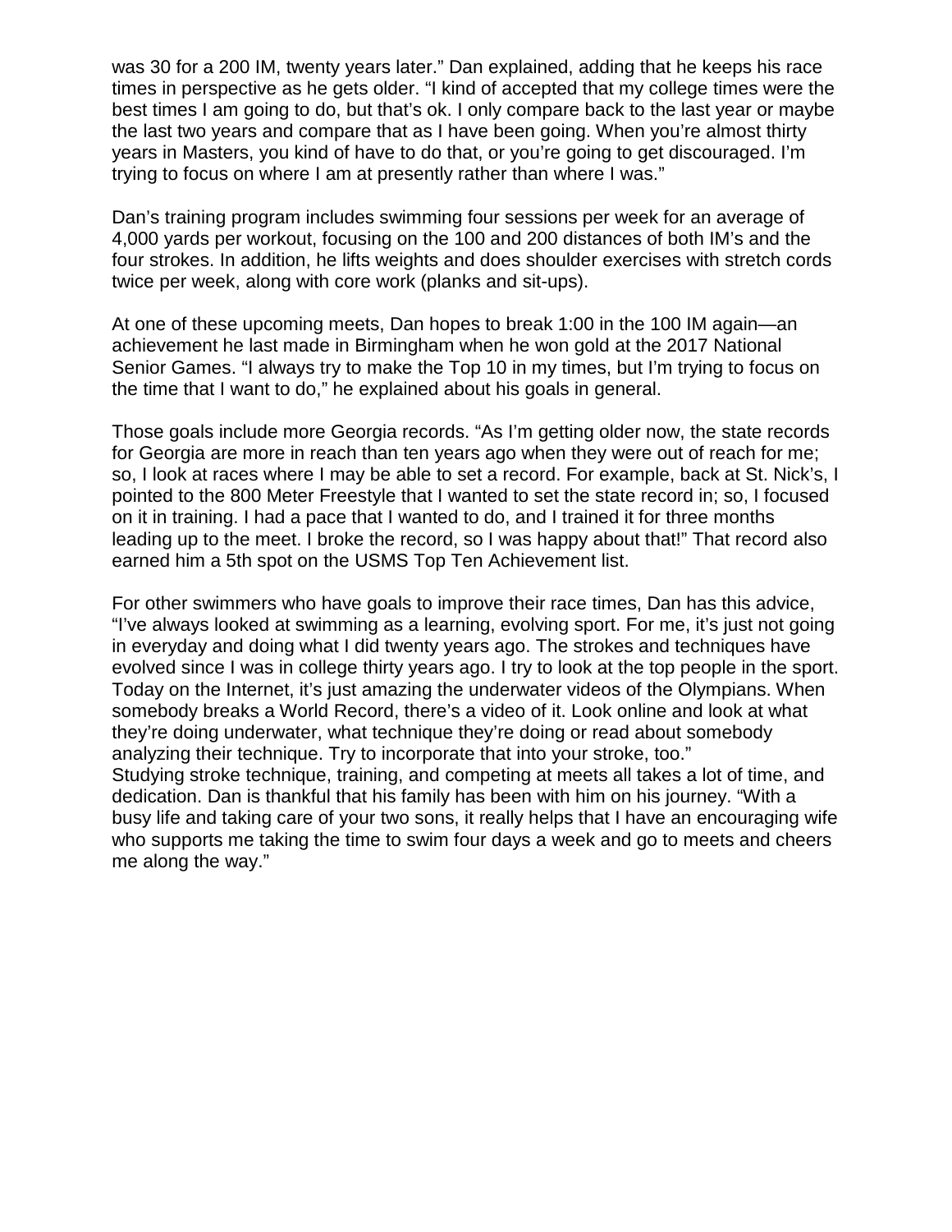was 30 for a 200 IM, twenty years later." Dan explained, adding that he keeps his race times in perspective as he gets older. "I kind of accepted that my college times were the best times I am going to do, but that's ok. I only compare back to the last year or maybe the last two years and compare that as I have been going. When you're almost thirty years in Masters, you kind of have to do that, or you're going to get discouraged. I'm trying to focus on where I am at presently rather than where I was."

Dan's training program includes swimming four sessions per week for an average of 4,000 yards per workout, focusing on the 100 and 200 distances of both IM's and the four strokes. In addition, he lifts weights and does shoulder exercises with stretch cords twice per week, along with core work (planks and sit-ups).

At one of these upcoming meets, Dan hopes to break 1:00 in the 100 IM again—an achievement he last made in Birmingham when he won gold at the 2017 National Senior Games. "I always try to make the Top 10 in my times, but I'm trying to focus on the time that I want to do," he explained about his goals in general.

Those goals include more Georgia records. "As I'm getting older now, the state records for Georgia are more in reach than ten years ago when they were out of reach for me; so, I look at races where I may be able to set a record. For example, back at St. Nick's, I pointed to the 800 Meter Freestyle that I wanted to set the state record in; so, I focused on it in training. I had a pace that I wanted to do, and I trained it for three months leading up to the meet. I broke the record, so I was happy about that!" That record also earned him a 5th spot on the USMS Top Ten Achievement list.

For other swimmers who have goals to improve their race times, Dan has this advice, "I've always looked at swimming as a learning, evolving sport. For me, it's just not going in everyday and doing what I did twenty years ago. The strokes and techniques have evolved since I was in college thirty years ago. I try to look at the top people in the sport. Today on the Internet, it's just amazing the underwater videos of the Olympians. When somebody breaks a World Record, there's a video of it. Look online and look at what they're doing underwater, what technique they're doing or read about somebody analyzing their technique. Try to incorporate that into your stroke, too."
Studying stroke technique, training, and competing at meets all takes a lot of time, and dedication. Dan is thankful that his family has been with him on his journey. "With a busy life and taking care of your two sons, it really helps that I have an encouraging wife who supports me taking the time to swim four days a week and go to meets and cheers me along the way."